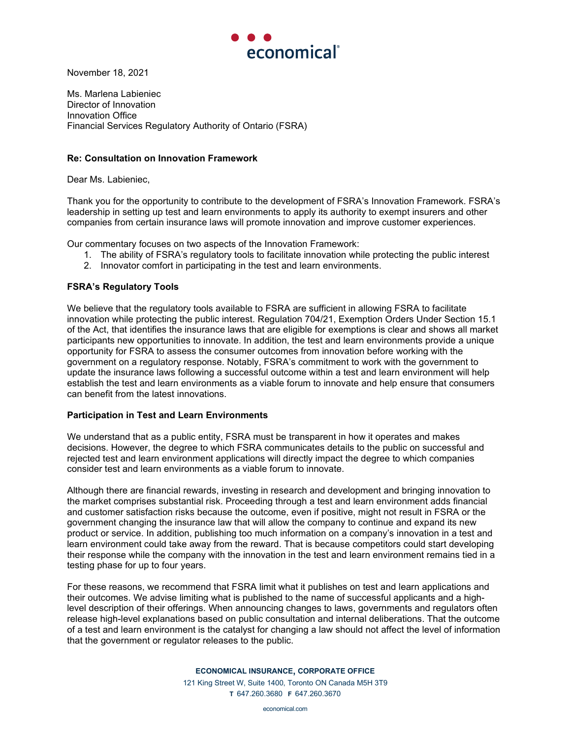economical®

November 18, 2021

Ms. Marlena Labieniec  
Director of Innovation  
Innovation Office  
Financial Services Regulatory Authority of Ontario (FSRA)

**Re: Consultation on Innovation Framework**

Dear Ms. Labieniec,

Thank you for the opportunity to contribute to the development of FSRA's Innovation Framework. FSRA's leadership in setting up test and learn environments to apply its authority to exempt insurers and other companies from certain insurance laws will promote innovation and improve customer experiences.

Our commentary focuses on two aspects of the Innovation Framework:

1. The ability of FSRA's regulatory tools to facilitate innovation while protecting the public interest
2. Innovator comfort in participating in the test and learn environments.

**FSRA's Regulatory Tools**

We believe that the regulatory tools available to FSRA are sufficient in allowing FSRA to facilitate innovation while protecting the public interest. Regulation 704/21, Exemption Orders Under Section 15.1 of the Act, that identifies the insurance laws that are eligible for exemptions is clear and shows all market participants new opportunities to innovate. In addition, the test and learn environments provide a unique opportunity for FSRA to assess the consumer outcomes from innovation before working with the government on a regulatory response. Notably, FSRA's commitment to work with the government to update the insurance laws following a successful outcome within a test and learn environment will help establish the test and learn environments as a viable forum to innovate and help ensure that consumers can benefit from the latest innovations.

**Participation in Test and Learn Environments**

We understand that as a public entity, FSRA must be transparent in how it operates and makes decisions. However, the degree to which FSRA communicates details to the public on successful and rejected test and learn environment applications will directly impact the degree to which companies consider test and learn environments as a viable forum to innovate.

Although there are financial rewards, investing in research and development and bringing innovation to the market comprises substantial risk. Proceeding through a test and learn environment adds financial and customer satisfaction risks because the outcome, even if positive, might not result in FSRA or the government changing the insurance law that will allow the company to continue and expand its new product or service. In addition, publishing too much information on a company's innovation in a test and learn environment could take away from the reward. That is because competitors could start developing their response while the company with the innovation in the test and learn environment remains tied in a testing phase for up to four years.

For these reasons, we recommend that FSRA limit what it publishes on test and learn applications and their outcomes. We advise limiting what is published to the name of successful applicants and a high-level description of their offerings. When announcing changes to laws, governments and regulators often release high-level explanations based on public consultation and internal deliberations. That the outcome of a test and learn environment is the catalyst for changing a law should not affect the level of information that the government or regulator releases to the public.

**ECONOMICAL INSURANCE, CORPORATE OFFICE**  
121 King Street W, Suite 1400, Toronto ON Canada M5H 3T9  
**T** 647.260.3680 **F** 647.260.3670

economical.com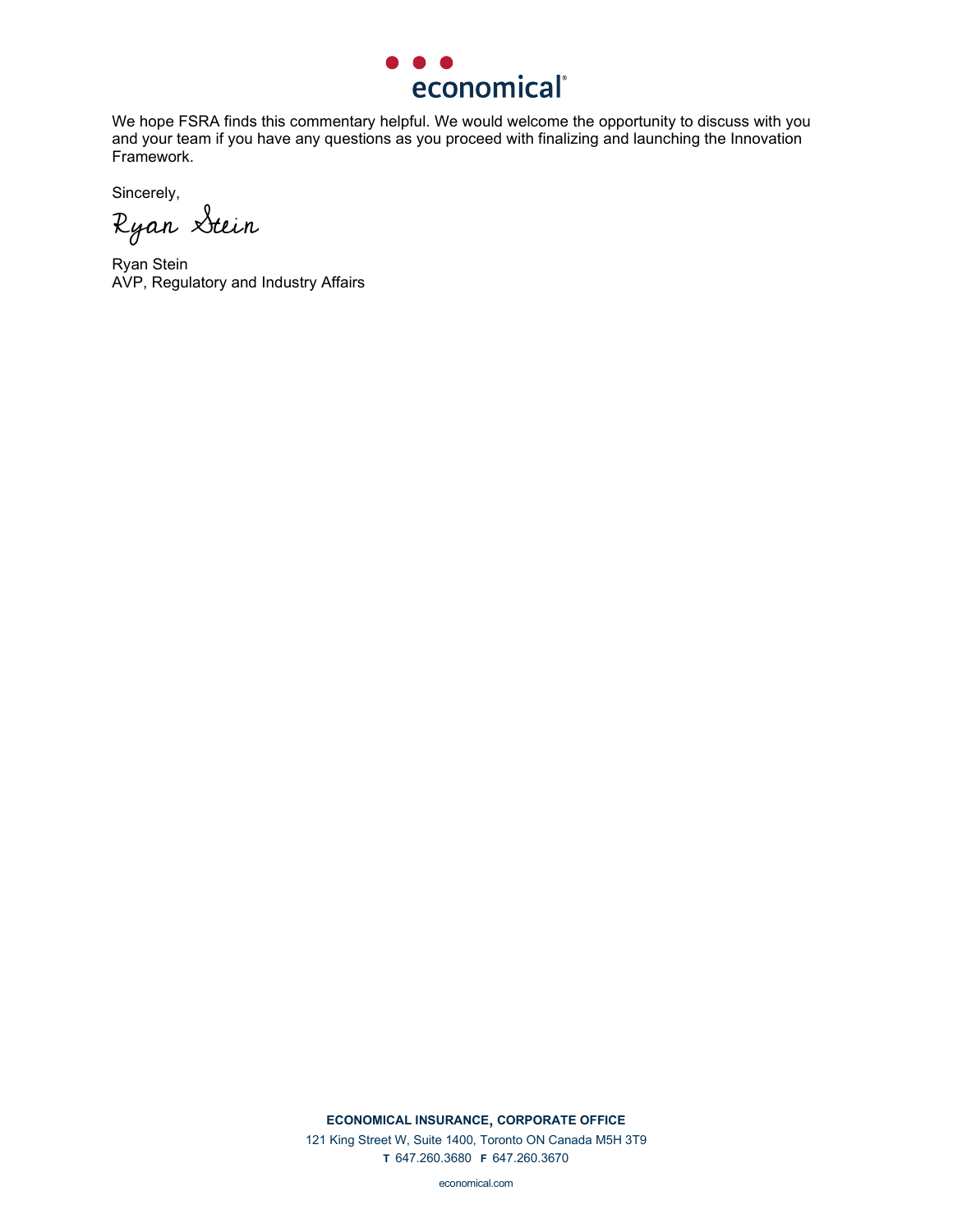We hope FSRA finds this commentary helpful. We would welcome the opportunity to discuss with you and your team if you have any questions as you proceed with finalizing and launching the Innovation Framework.

Sincerely,

Ryan Stein

Ryan Stein
AVP, Regulatory and Industry Affairs

**ECONOMICAL INSURANCE, CORPORATE OFFICE**
121 King Street W, Suite 1400, Toronto ON Canada M5H 3T9
**T** 647.260.3680 **F** 647.260.3670

economical.com